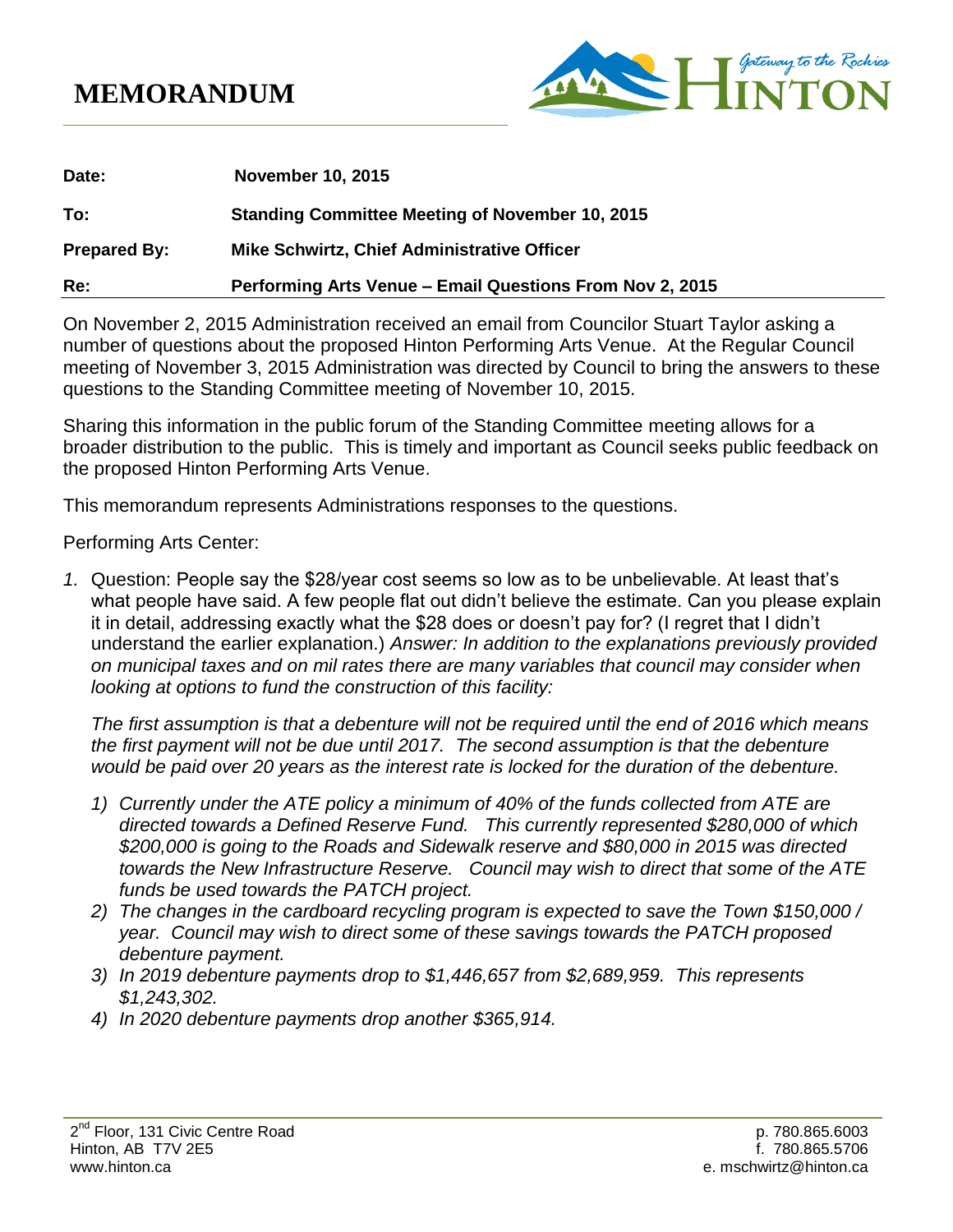# MEMORANDUM

Gateway to the Rockies HINTON

| | |
|---|---|
| **Date:** | **November 10, 2015** |
| **To:** | **Standing Committee Meeting of November 10, 2015** |
| **Prepared By:** | **Mike Schwirtz, Chief Administrative Officer** |
| **Re:** | **Performing Arts Venue – Email Questions From Nov 2, 2015** |

On November 2, 2015 Administration received an email from Councilor Stuart Taylor asking a number of questions about the proposed Hinton Performing Arts Venue. At the Regular Council meeting of November 3, 2015 Administration was directed by Council to bring the answers to these questions to the Standing Committee meeting of November 10, 2015.

Sharing this information in the public forum of the Standing Committee meeting allows for a broader distribution to the public. This is timely and important as Council seeks public feedback on the proposed Hinton Performing Arts Venue.

This memorandum represents Administrations responses to the questions.

Performing Arts Center:

1. Question: People say the $28/year cost seems so low as to be unbelievable. At least that's what people have said. A few people flat out didn't believe the estimate. Can you please explain it in detail, addressing exactly what the $28 does or doesn't pay for? (I regret that I didn't understand the earlier explanation.) *Answer: In addition to the explanations previously provided on municipal taxes and on mil rates there are many variables that council may consider when looking at options to fund the construction of this facility:*

   *The first assumption is that a debenture will not be required until the end of 2016 which means the first payment will not be due until 2017. The second assumption is that the debenture would be paid over 20 years as the interest rate is locked for the duration of the debenture.*

   1) *Currently under the ATE policy a minimum of 40% of the funds collected from ATE are directed towards a Defined Reserve Fund. This currently represented $280,000 of which $200,000 is going to the Roads and Sidewalk reserve and $80,000 in 2015 was directed towards the New Infrastructure Reserve. Council may wish to direct that some of the ATE funds be used towards the PATCH project.*
   2) *The changes in the cardboard recycling program is expected to save the Town $150,000 / year. Council may wish to direct some of these savings towards the PATCH proposed debenture payment.*
   3) *In 2019 debenture payments drop to $1,446,657 from $2,689,959. This represents $1,243,302.*
   4) *In 2020 debenture payments drop another $365,914.*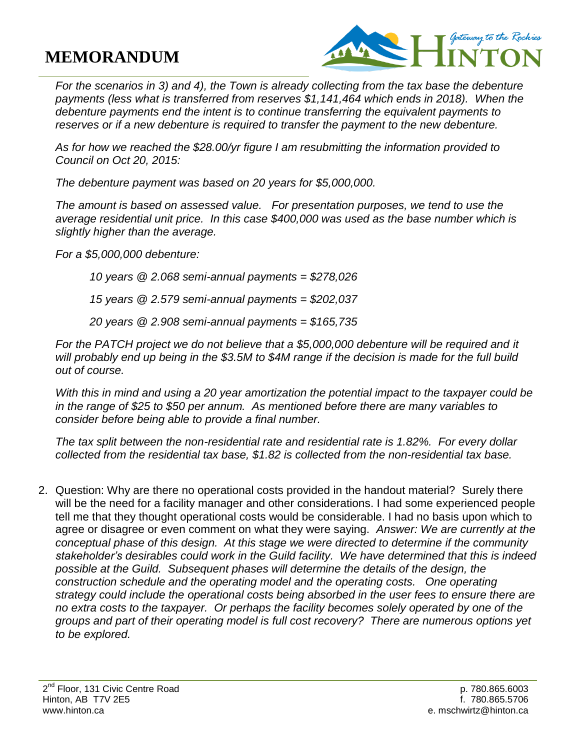# MEMORANDUM

*For the scenarios in 3) and 4), the Town is already collecting from the tax base the debenture payments (less what is transferred from reserves $1,141,464 which ends in 2018). When the debenture payments end the intent is to continue transferring the equivalent payments to reserves or if a new debenture is required to transfer the payment to the new debenture.*

*As for how we reached the $28.00/yr figure I am resubmitting the information provided to Council on Oct 20, 2015:*

*The debenture payment was based on 20 years for $5,000,000.*

*The amount is based on assessed value. For presentation purposes, we tend to use the average residential unit price. In this case $400,000 was used as the base number which is slightly higher than the average.*

*For a $5,000,000 debenture:*

> *10 years @ 2.068 semi-annual payments = $278,026*
>
> *15 years @ 2.579 semi-annual payments = $202,037*
>
> *20 years @ 2.908 semi-annual payments = $165,735*

*For the PATCH project we do not believe that a $5,000,000 debenture will be required and it will probably end up being in the $3.5M to $4M range if the decision is made for the full build out of course.*

*With this in mind and using a 20 year amortization the potential impact to the taxpayer could be in the range of $25 to $50 per annum. As mentioned before there are many variables to consider before being able to provide a final number.*

*The tax split between the non-residential rate and residential rate is 1.82%. For every dollar collected from the residential tax base, $1.82 is collected from the non-residential tax base.*

2. Question: Why are there no operational costs provided in the handout material? Surely there will be the need for a facility manager and other considerations. I had some experienced people tell me that they thought operational costs would be considerable. I had no basis upon which to agree or disagree or even comment on what they were saying. *Answer: We are currently at the conceptual phase of this design. At this stage we were directed to determine if the community stakeholder's desirables could work in the Guild facility. We have determined that this is indeed possible at the Guild. Subsequent phases will determine the details of the design, the construction schedule and the operating model and the operating costs. One operating strategy could include the operational costs being absorbed in the user fees to ensure there are no extra costs to the taxpayer. Or perhaps the facility becomes solely operated by one of the groups and part of their operating model is full cost recovery? There are numerous options yet to be explored.*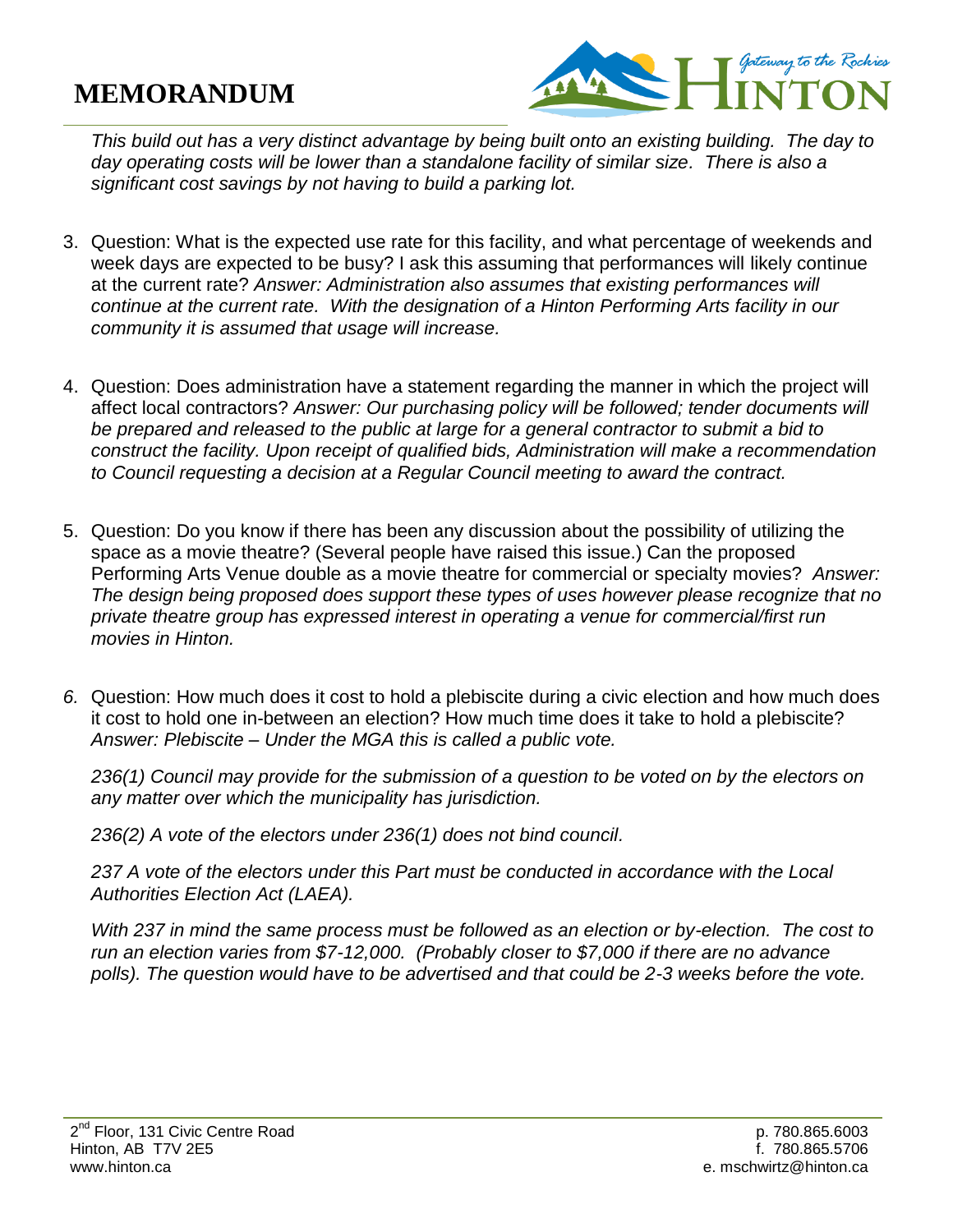*This build out has a very distinct advantage by being built onto an existing building. The day to day operating costs will be lower than a standalone facility of similar size. There is also a significant cost savings by not having to build a parking lot.*

3. Question: What is the expected use rate for this facility, and what percentage of weekends and week days are expected to be busy? I ask this assuming that performances will likely continue at the current rate? *Answer: Administration also assumes that existing performances will continue at the current rate. With the designation of a Hinton Performing Arts facility in our community it is assumed that usage will increase.*

4. Question: Does administration have a statement regarding the manner in which the project will affect local contractors? *Answer: Our purchasing policy will be followed; tender documents will be prepared and released to the public at large for a general contractor to submit a bid to construct the facility. Upon receipt of qualified bids, Administration will make a recommendation to Council requesting a decision at a Regular Council meeting to award the contract.*

5. Question: Do you know if there has been any discussion about the possibility of utilizing the space as a movie theatre? (Several people have raised this issue.) Can the proposed Performing Arts Venue double as a movie theatre for commercial or specialty movies? *Answer: The design being proposed does support these types of uses however please recognize that no private theatre group has expressed interest in operating a venue for commercial/first run movies in Hinton.*

6. Question: How much does it cost to hold a plebiscite during a civic election and how much does it cost to hold one in-between an election? How much time does it take to hold a plebiscite? *Answer: Plebiscite – Under the MGA this is called a public vote.*

   *236(1) Council may provide for the submission of a question to be voted on by the electors on any matter over which the municipality has jurisdiction.*

   *236(2) A vote of the electors under 236(1) does not bind council.*

   *237 A vote of the electors under this Part must be conducted in accordance with the Local Authorities Election Act (LAEA).*

   *With 237 in mind the same process must be followed as an election or by-election. The cost to run an election varies from $7-12,000. (Probably closer to $7,000 if there are no advance polls). The question would have to be advertised and that could be 2-3 weeks before the vote.*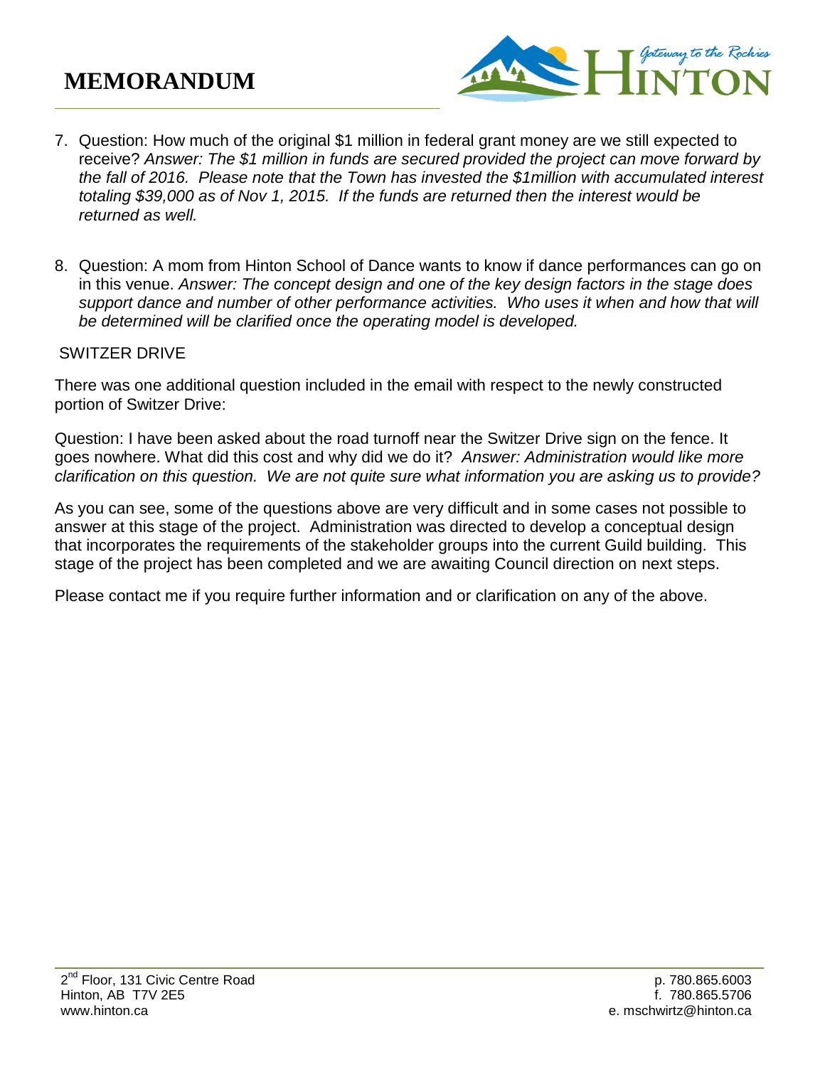# MEMORANDUM

7. Question: How much of the original $1 million in federal grant money are we still expected to receive? *Answer: The $1 million in funds are secured provided the project can move forward by the fall of 2016. Please note that the Town has invested the $1million with accumulated interest totaling $39,000 as of Nov 1, 2015. If the funds are returned then the interest would be returned as well.*

8. Question: A mom from Hinton School of Dance wants to know if dance performances can go on in this venue. *Answer: The concept design and one of the key design factors in the stage does support dance and number of other performance activities. Who uses it when and how that will be determined will be clarified once the operating model is developed.*

SWITZER DRIVE

There was one additional question included in the email with respect to the newly constructed portion of Switzer Drive:

Question: I have been asked about the road turnoff near the Switzer Drive sign on the fence. It goes nowhere. What did this cost and why did we do it? *Answer: Administration would like more clarification on this question. We are not quite sure what information you are asking us to provide?*

As you can see, some of the questions above are very difficult and in some cases not possible to answer at this stage of the project. Administration was directed to develop a conceptual design that incorporates the requirements of the stakeholder groups into the current Guild building. This stage of the project has been completed and we are awaiting Council direction on next steps.

Please contact me if you require further information and or clarification on any of the above.